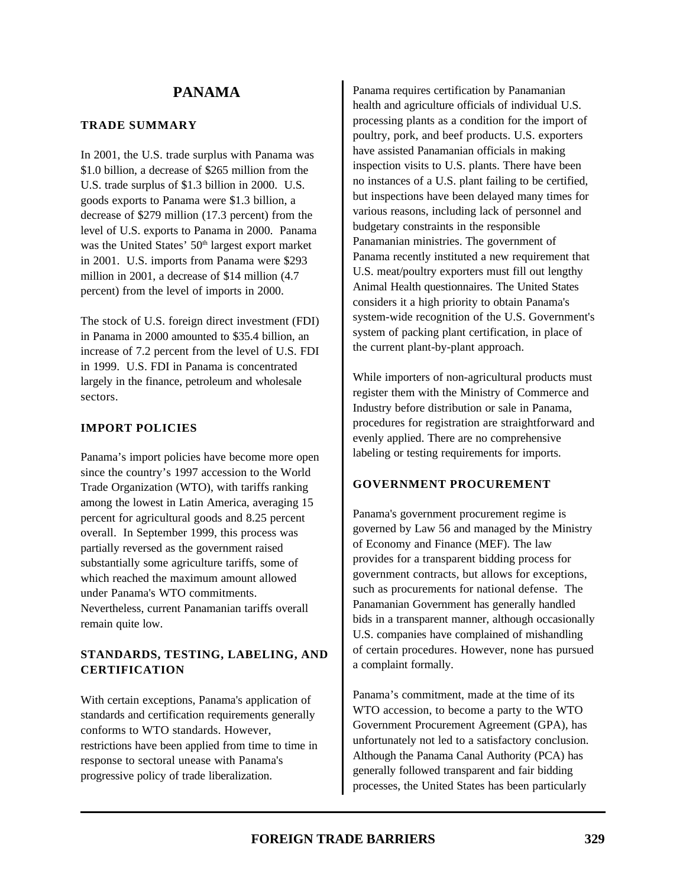# PANAMA

## TRADE SUMMARY

In 2001, the U.S. trade surplus with Panama was $1.0 billion, a decrease of $265 million from the U.S. trade surplus of $1.3 billion in 2000. U.S. goods exports to Panama were $1.3 billion, a decrease of $279 million (17.3 percent) from the level of U.S. exports to Panama in 2000. Panama was the United States' 50th largest export market in 2001. U.S. imports from Panama were $293 million in 2001, a decrease of $14 million (4.7 percent) from the level of imports in 2000.

The stock of U.S. foreign direct investment (FDI) in Panama in 2000 amounted to $35.4 billion, an increase of 7.2 percent from the level of U.S. FDI in 1999. U.S. FDI in Panama is concentrated largely in the finance, petroleum and wholesale sectors.

## IMPORT POLICIES

Panama's import policies have become more open since the country's 1997 accession to the World Trade Organization (WTO), with tariffs ranking among the lowest in Latin America, averaging 15 percent for agricultural goods and 8.25 percent overall. In September 1999, this process was partially reversed as the government raised substantially some agriculture tariffs, some of which reached the maximum amount allowed under Panama's WTO commitments. Nevertheless, current Panamanian tariffs overall remain quite low.

## STANDARDS, TESTING, LABELING, AND CERTIFICATION

With certain exceptions, Panama's application of standards and certification requirements generally conforms to WTO standards. However, restrictions have been applied from time to time in response to sectoral unease with Panama's progressive policy of trade liberalization.

Panama requires certification by Panamanian health and agriculture officials of individual U.S. processing plants as a condition for the import of poultry, pork, and beef products. U.S. exporters have assisted Panamanian officials in making inspection visits to U.S. plants. There have been no instances of a U.S. plant failing to be certified, but inspections have been delayed many times for various reasons, including lack of personnel and budgetary constraints in the responsible Panamanian ministries. The government of Panama recently instituted a new requirement that U.S. meat/poultry exporters must fill out lengthy Animal Health questionnaires. The United States considers it a high priority to obtain Panama's system-wide recognition of the U.S. Government's system of packing plant certification, in place of the current plant-by-plant approach.

While importers of non-agricultural products must register them with the Ministry of Commerce and Industry before distribution or sale in Panama, procedures for registration are straightforward and evenly applied. There are no comprehensive labeling or testing requirements for imports.

## GOVERNMENT PROCUREMENT

Panama's government procurement regime is governed by Law 56 and managed by the Ministry of Economy and Finance (MEF). The law provides for a transparent bidding process for government contracts, but allows for exceptions, such as procurements for national defense. The Panamanian Government has generally handled bids in a transparent manner, although occasionally U.S. companies have complained of mishandling of certain procedures. However, none has pursued a complaint formally.

Panama's commitment, made at the time of its WTO accession, to become a party to the WTO Government Procurement Agreement (GPA), has unfortunately not led to a satisfactory conclusion. Although the Panama Canal Authority (PCA) has generally followed transparent and fair bidding processes, the United States has been particularly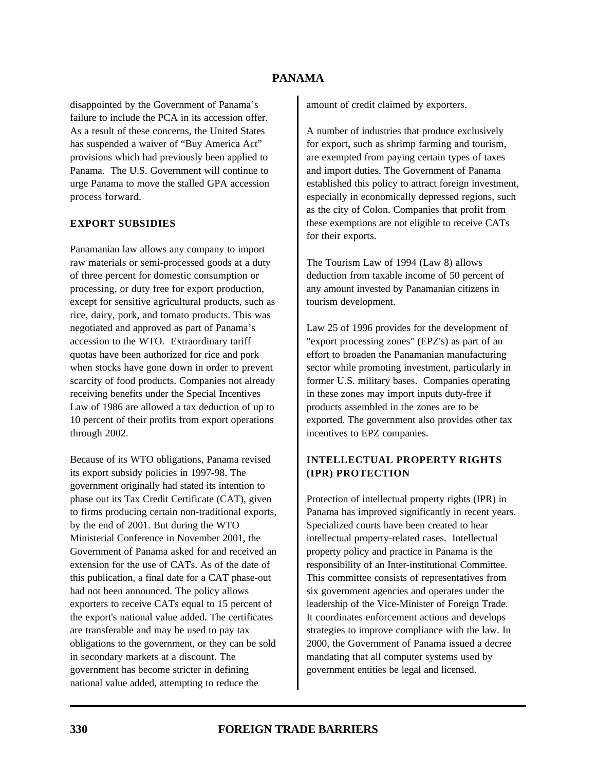disappointed by the Government of Panama's failure to include the PCA in its accession offer. As a result of these concerns, the United States has suspended a waiver of "Buy America Act" provisions which had previously been applied to Panama. The U.S. Government will continue to urge Panama to move the stalled GPA accession process forward.

## EXPORT SUBSIDIES

Panamanian law allows any company to import raw materials or semi-processed goods at a duty of three percent for domestic consumption or processing, or duty free for export production, except for sensitive agricultural products, such as rice, dairy, pork, and tomato products. This was negotiated and approved as part of Panama's accession to the WTO. Extraordinary tariff quotas have been authorized for rice and pork when stocks have gone down in order to prevent scarcity of food products. Companies not already receiving benefits under the Special Incentives Law of 1986 are allowed a tax deduction of up to 10 percent of their profits from export operations through 2002.

Because of its WTO obligations, Panama revised its export subsidy policies in 1997-98. The government originally had stated its intention to phase out its Tax Credit Certificate (CAT), given to firms producing certain non-traditional exports, by the end of 2001. But during the WTO Ministerial Conference in November 2001, the Government of Panama asked for and received an extension for the use of CATs. As of the date of this publication, a final date for a CAT phase-out had not been announced. The policy allows exporters to receive CATs equal to 15 percent of the export's national value added. The certificates are transferable and may be used to pay tax obligations to the government, or they can be sold in secondary markets at a discount. The government has become stricter in defining national value added, attempting to reduce the amount of credit claimed by exporters.

A number of industries that produce exclusively for export, such as shrimp farming and tourism, are exempted from paying certain types of taxes and import duties. The Government of Panama established this policy to attract foreign investment, especially in economically depressed regions, such as the city of Colon. Companies that profit from these exemptions are not eligible to receive CATs for their exports.

The Tourism Law of 1994 (Law 8) allows deduction from taxable income of 50 percent of any amount invested by Panamanian citizens in tourism development.

Law 25 of 1996 provides for the development of "export processing zones" (EPZ's) as part of an effort to broaden the Panamanian manufacturing sector while promoting investment, particularly in former U.S. military bases. Companies operating in these zones may import inputs duty-free if products assembled in the zones are to be exported. The government also provides other tax incentives to EPZ companies.

## INTELLECTUAL PROPERTY RIGHTS (IPR) PROTECTION

Protection of intellectual property rights (IPR) in Panama has improved significantly in recent years. Specialized courts have been created to hear intellectual property-related cases. Intellectual property policy and practice in Panama is the responsibility of an Inter-institutional Committee. This committee consists of representatives from six government agencies and operates under the leadership of the Vice-Minister of Foreign Trade. It coordinates enforcement actions and develops strategies to improve compliance with the law. In 2000, the Government of Panama issued a decree mandating that all computer systems used by government entities be legal and licensed.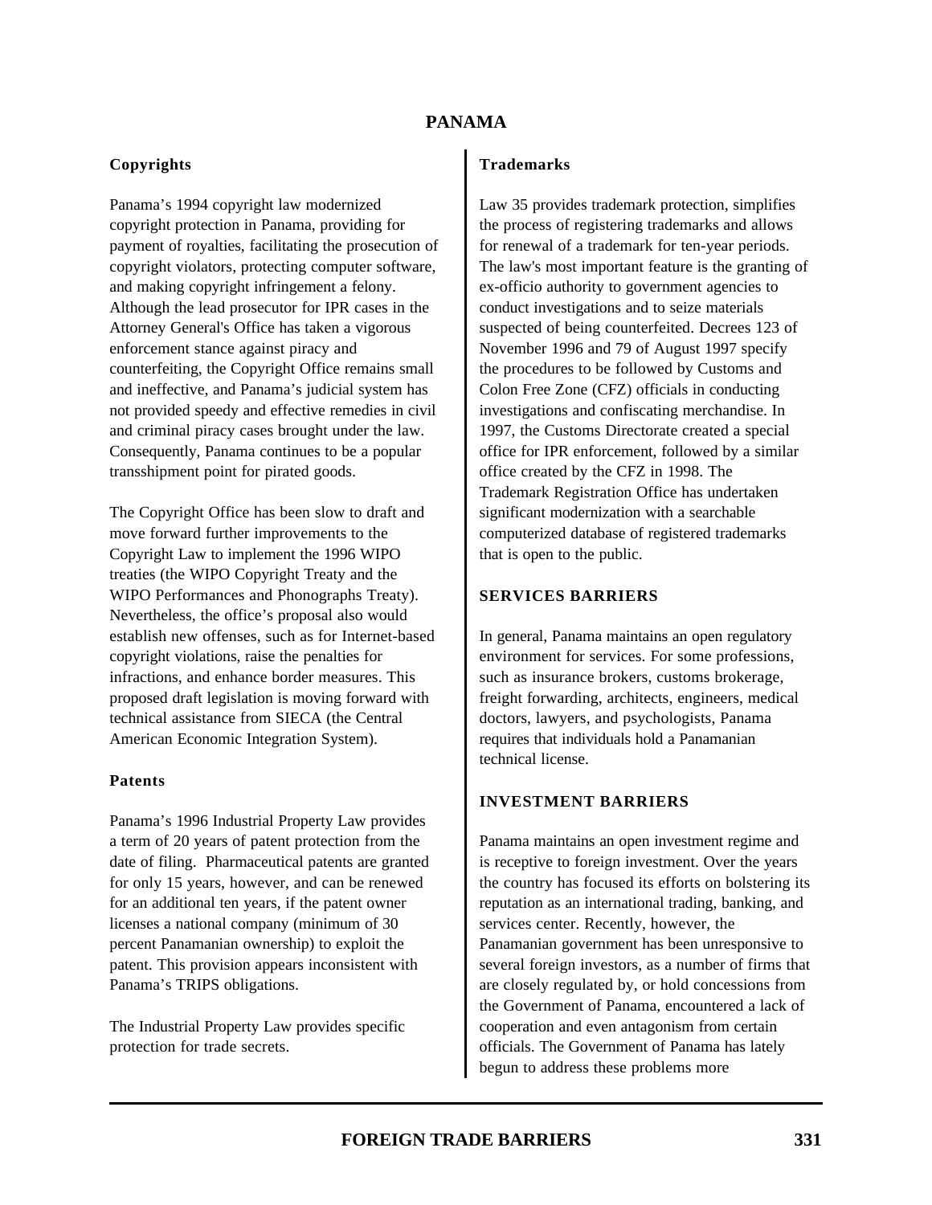# PANAMA

### Copyrights

Panama's 1994 copyright law modernized copyright protection in Panama, providing for payment of royalties, facilitating the prosecution of copyright violators, protecting computer software, and making copyright infringement a felony. Although the lead prosecutor for IPR cases in the Attorney General's Office has taken a vigorous enforcement stance against piracy and counterfeiting, the Copyright Office remains small and ineffective, and Panama's judicial system has not provided speedy and effective remedies in civil and criminal piracy cases brought under the law. Consequently, Panama continues to be a popular transshipment point for pirated goods.

The Copyright Office has been slow to draft and move forward further improvements to the Copyright Law to implement the 1996 WIPO treaties (the WIPO Copyright Treaty and the WIPO Performances and Phonographs Treaty). Nevertheless, the office's proposal also would establish new offenses, such as for Internet-based copyright violations, raise the penalties for infractions, and enhance border measures. This proposed draft legislation is moving forward with technical assistance from SIECA (the Central American Economic Integration System).

### Patents

Panama's 1996 Industrial Property Law provides a term of 20 years of patent protection from the date of filing. Pharmaceutical patents are granted for only 15 years, however, and can be renewed for an additional ten years, if the patent owner licenses a national company (minimum of 30 percent Panamanian ownership) to exploit the patent. This provision appears inconsistent with Panama's TRIPS obligations.

The Industrial Property Law provides specific protection for trade secrets.

### Trademarks

Law 35 provides trademark protection, simplifies the process of registering trademarks and allows for renewal of a trademark for ten-year periods. The law's most important feature is the granting of ex-officio authority to government agencies to conduct investigations and to seize materials suspected of being counterfeited. Decrees 123 of November 1996 and 79 of August 1997 specify the procedures to be followed by Customs and Colon Free Zone (CFZ) officials in conducting investigations and confiscating merchandise. In 1997, the Customs Directorate created a special office for IPR enforcement, followed by a similar office created by the CFZ in 1998. The Trademark Registration Office has undertaken significant modernization with a searchable computerized database of registered trademarks that is open to the public.

## SERVICES BARRIERS

In general, Panama maintains an open regulatory environment for services. For some professions, such as insurance brokers, customs brokerage, freight forwarding, architects, engineers, medical doctors, lawyers, and psychologists, Panama requires that individuals hold a Panamanian technical license.

## INVESTMENT BARRIERS

Panama maintains an open investment regime and is receptive to foreign investment. Over the years the country has focused its efforts on bolstering its reputation as an international trading, banking, and services center. Recently, however, the Panamanian government has been unresponsive to several foreign investors, as a number of firms that are closely regulated by, or hold concessions from the Government of Panama, encountered a lack of cooperation and even antagonism from certain officials. The Government of Panama has lately begun to address these problems more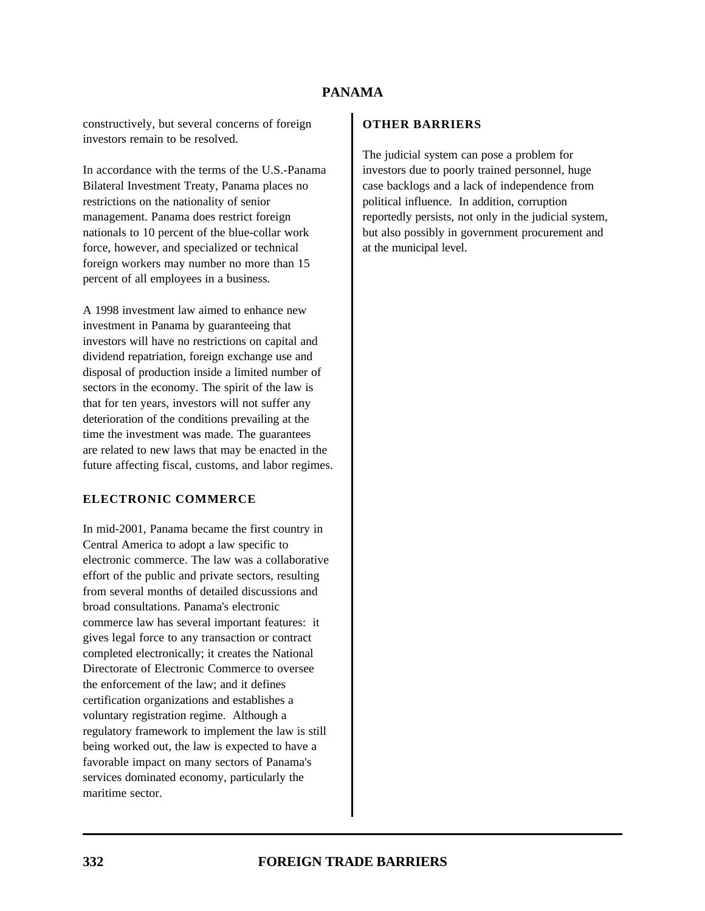constructively, but several concerns of foreign investors remain to be resolved.

In accordance with the terms of the U.S.-Panama Bilateral Investment Treaty, Panama places no restrictions on the nationality of senior management. Panama does restrict foreign nationals to 10 percent of the blue-collar work force, however, and specialized or technical foreign workers may number no more than 15 percent of all employees in a business.

A 1998 investment law aimed to enhance new investment in Panama by guaranteeing that investors will have no restrictions on capital and dividend repatriation, foreign exchange use and disposal of production inside a limited number of sectors in the economy. The spirit of the law is that for ten years, investors will not suffer any deterioration of the conditions prevailing at the time the investment was made. The guarantees are related to new laws that may be enacted in the future affecting fiscal, customs, and labor regimes.

## ELECTRONIC COMMERCE

In mid-2001, Panama became the first country in Central America to adopt a law specific to electronic commerce. The law was a collaborative effort of the public and private sectors, resulting from several months of detailed discussions and broad consultations. Panama's electronic commerce law has several important features: it gives legal force to any transaction or contract completed electronically; it creates the National Directorate of Electronic Commerce to oversee the enforcement of the law; and it defines certification organizations and establishes a voluntary registration regime. Although a regulatory framework to implement the law is still being worked out, the law is expected to have a favorable impact on many sectors of Panama's services dominated economy, particularly the maritime sector.

## OTHER BARRIERS

The judicial system can pose a problem for investors due to poorly trained personnel, huge case backlogs and a lack of independence from political influence. In addition, corruption reportedly persists, not only in the judicial system, but also possibly in government procurement and at the municipal level.